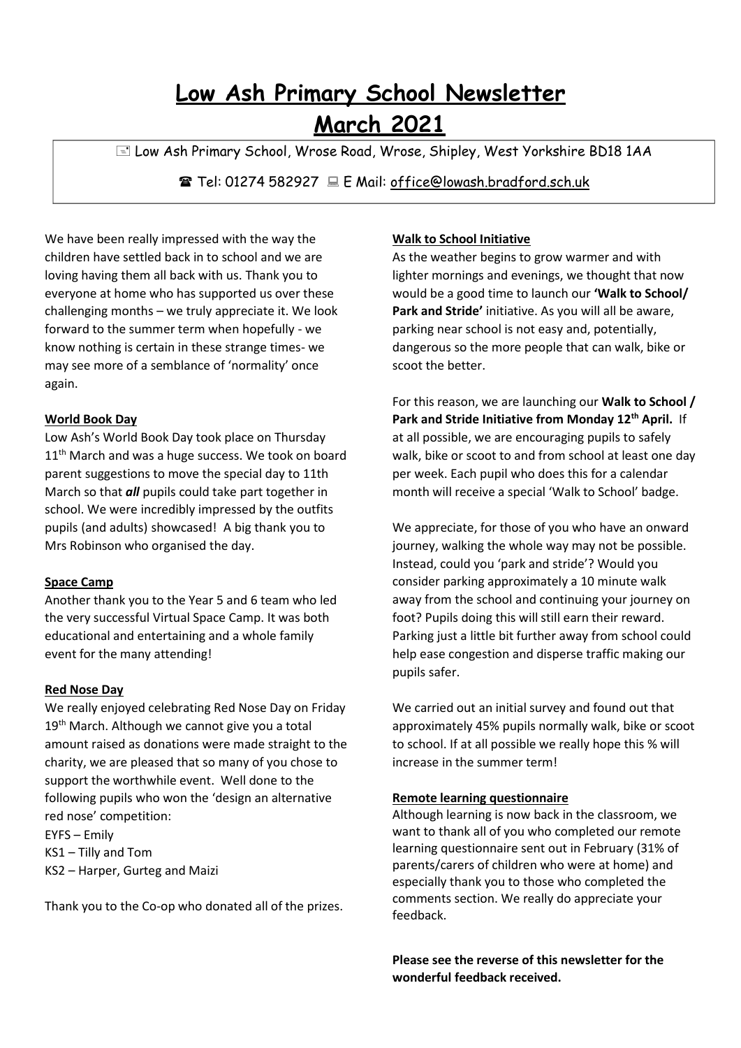# Low Ash Primary School Newsletter

# March 2021

📧 Low Ash Primary School, Wrose Road, Wrose, Shipley, West Yorkshire BD18 1AA

☎ Tel: 01274 582927 💻 E Mail: office@lowash.bradford.sch.uk

We have been really impressed with the way the children have settled back in to school and we are loving having them all back with us. Thank you to everyone at home who has supported us over these challenging months – we truly appreciate it. We look forward to the summer term when hopefully - we know nothing is certain in these strange times- we may see more of a semblance of 'normality' once again.

**World Book Day**

Low Ash's World Book Day took place on Thursday 11th March and was a huge success. We took on board parent suggestions to move the special day to 11th March so that ***all*** pupils could take part together in school. We were incredibly impressed by the outfits pupils (and adults) showcased! A big thank you to Mrs Robinson who organised the day.

**Space Camp**

Another thank you to the Year 5 and 6 team who led the very successful Virtual Space Camp. It was both educational and entertaining and a whole family event for the many attending!

**Red Nose Day**

We really enjoyed celebrating Red Nose Day on Friday 19th March. Although we cannot give you a total amount raised as donations were made straight to the charity, we are pleased that so many of you chose to support the worthwhile event. Well done to the following pupils who won the 'design an alternative red nose' competition:

EYFS – Emily
KS1 – Tilly and Tom
KS2 – Harper, Gurteg and Maizi

Thank you to the Co-op who donated all of the prizes.

**Walk to School Initiative**

As the weather begins to grow warmer and with lighter mornings and evenings, we thought that now would be a good time to launch our **'Walk to School/ Park and Stride'** initiative. As you will all be aware, parking near school is not easy and, potentially, dangerous so the more people that can walk, bike or scoot the better.

For this reason, we are launching our **Walk to School / Park and Stride Initiative from Monday 12th April.** If at all possible, we are encouraging pupils to safely walk, bike or scoot to and from school at least one day per week. Each pupil who does this for a calendar month will receive a special 'Walk to School' badge.

We appreciate, for those of you who have an onward journey, walking the whole way may not be possible. Instead, could you 'park and stride'? Would you consider parking approximately a 10 minute walk away from the school and continuing your journey on foot? Pupils doing this will still earn their reward. Parking just a little bit further away from school could help ease congestion and disperse traffic making our pupils safer.

We carried out an initial survey and found out that approximately 45% pupils normally walk, bike or scoot to school. If at all possible we really hope this % will increase in the summer term!

**Remote learning questionnaire**

Although learning is now back in the classroom, we want to thank all of you who completed our remote learning questionnaire sent out in February (31% of parents/carers of children who were at home) and especially thank you to those who completed the comments section. We really do appreciate your feedback.

**Please see the reverse of this newsletter for the wonderful feedback received.**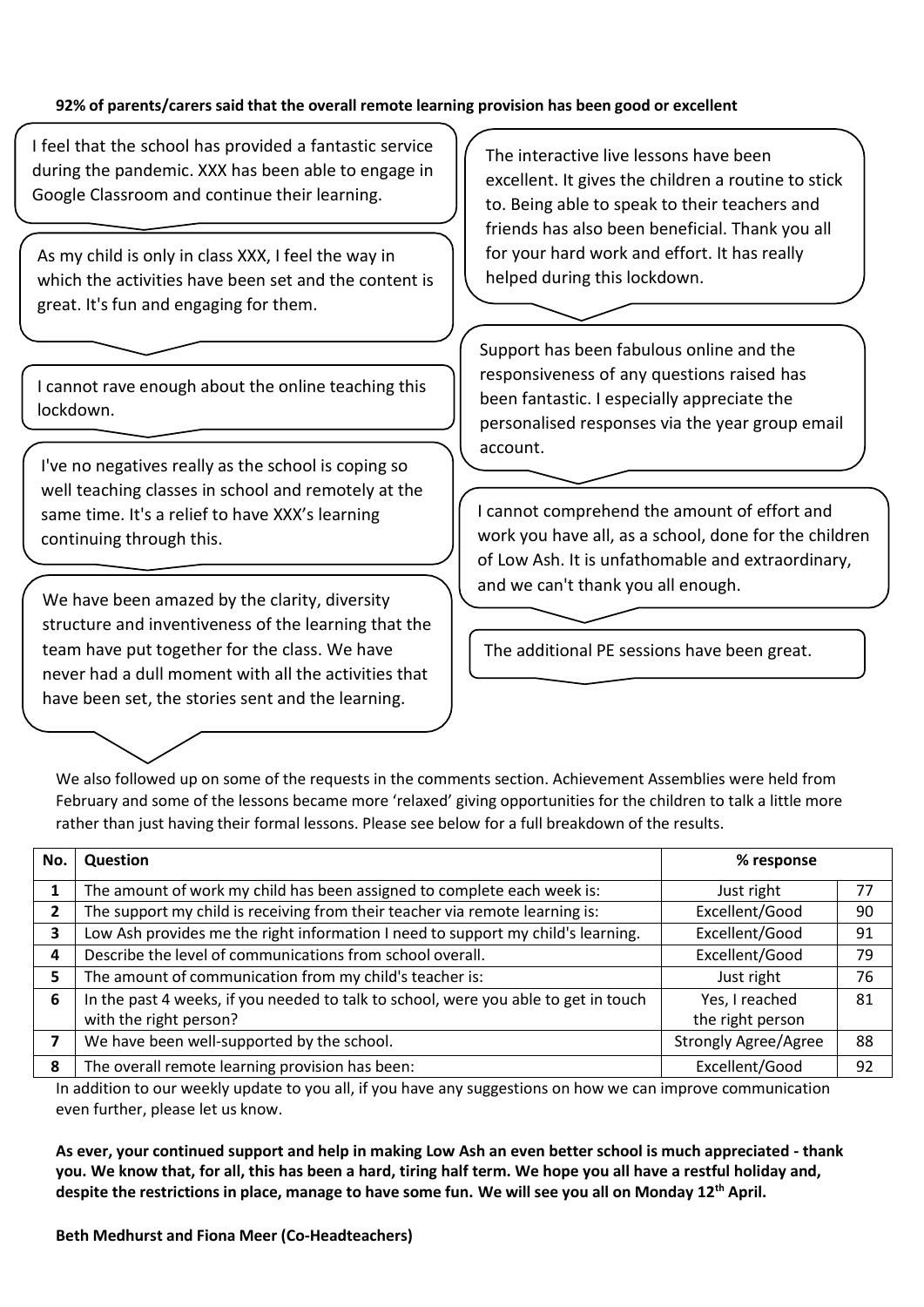**92% of parents/carers said that the overall remote learning provision has been good or excellent**

I feel that the school has provided a fantastic service during the pandemic. XXX has been able to engage in Google Classroom and continue their learning.

As my child is only in class XXX, I feel the way in which the activities have been set and the content is great. It's fun and engaging for them.

I cannot rave enough about the online teaching this lockdown.

I've no negatives really as the school is coping so well teaching classes in school and remotely at the same time. It's a relief to have XXX's learning continuing through this.

We have been amazed by the clarity, diversity structure and inventiveness of the learning that the team have put together for the class. We have never had a dull moment with all the activities that have been set, the stories sent and the learning.

The interactive live lessons have been excellent. It gives the children a routine to stick to. Being able to speak to their teachers and friends has also been beneficial. Thank you all for your hard work and effort. It has really helped during this lockdown.

Support has been fabulous online and the responsiveness of any questions raised has been fantastic. I especially appreciate the personalised responses via the year group email account.

I cannot comprehend the amount of effort and work you have all, as a school, done for the children of Low Ash. It is unfathomable and extraordinary, and we can't thank you all enough.

The additional PE sessions have been great.

We also followed up on some of the requests in the comments section. Achievement Assemblies were held from February and some of the lessons became more 'relaxed' giving opportunities for the children to talk a little more rather than just having their formal lessons. Please see below for a full breakdown of the results.

| No. | Question | % response | |
|---|---|---|---|
| 1 | The amount of work my child has been assigned to complete each week is: | Just right | 77 |
| 2 | The support my child is receiving from their teacher via remote learning is: | Excellent/Good | 90 |
| 3 | Low Ash provides me the right information I need to support my child's learning. | Excellent/Good | 91 |
| 4 | Describe the level of communications from school overall. | Excellent/Good | 79 |
| 5 | The amount of communication from my child's teacher is: | Just right | 76 |
| 6 | In the past 4 weeks, if you needed to talk to school, were you able to get in touch with the right person? | Yes, I reached the right person | 81 |
| 7 | We have been well-supported by the school. | Strongly Agree/Agree | 88 |
| 8 | The overall remote learning provision has been: | Excellent/Good | 92 |

In addition to our weekly update to you all, if you have any suggestions on how we can improve communication even further, please let us know.

**As ever, your continued support and help in making Low Ash an even better school is much appreciated - thank you. We know that, for all, this has been a hard, tiring half term. We hope you all have a restful holiday and, despite the restrictions in place, manage to have some fun. We will see you all on Monday 12th April.**

**Beth Medhurst and Fiona Meer (Co-Headteachers)**